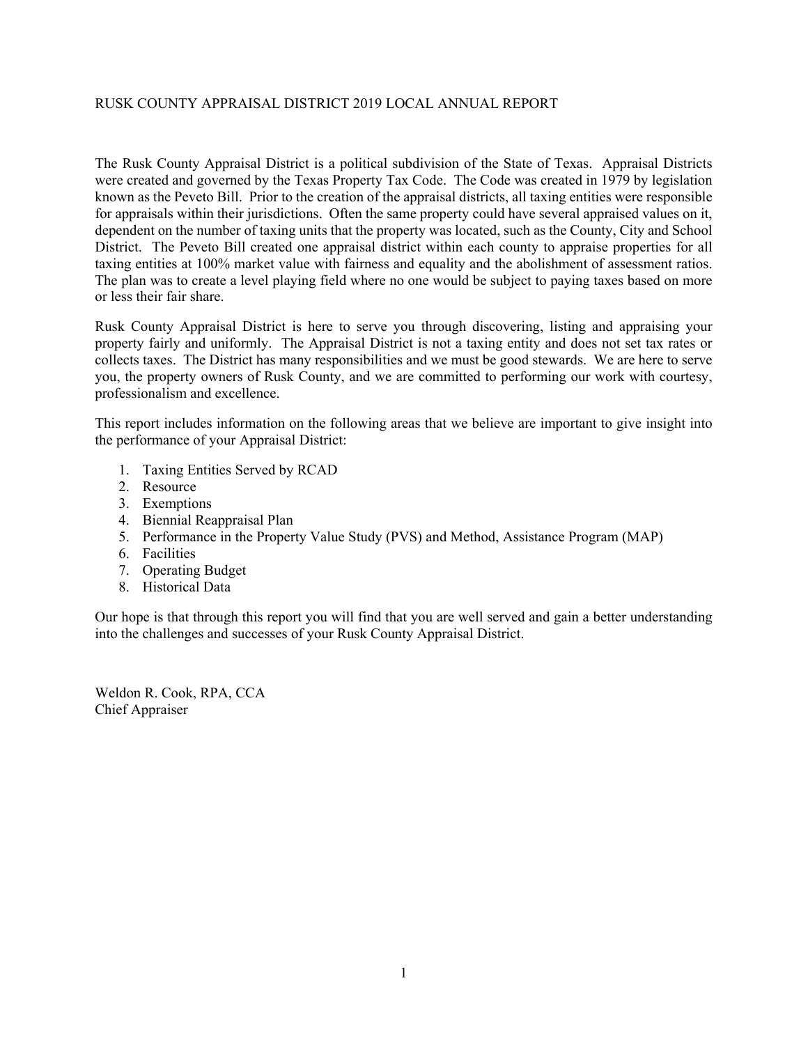# RUSK COUNTY APPRAISAL DISTRICT 2019 LOCAL ANNUAL REPORT

The Rusk County Appraisal District is a political subdivision of the State of Texas. Appraisal Districts were created and governed by the Texas Property Tax Code. The Code was created in 1979 by legislation known as the Peveto Bill. Prior to the creation of the appraisal districts, all taxing entities were responsible for appraisals within their jurisdictions. Often the same property could have several appraised values on it, dependent on the number of taxing units that the property was located, such as the County, City and School District. The Peveto Bill created one appraisal district within each county to appraise properties for all taxing entities at 100% market value with fairness and equality and the abolishment of assessment ratios. The plan was to create a level playing field where no one would be subject to paying taxes based on more or less their fair share.

Rusk County Appraisal District is here to serve you through discovering, listing and appraising your property fairly and uniformly. The Appraisal District is not a taxing entity and does not set tax rates or collects taxes. The District has many responsibilities and we must be good stewards. We are here to serve you, the property owners of Rusk County, and we are committed to performing our work with courtesy, professionalism and excellence.

This report includes information on the following areas that we believe are important to give insight into the performance of your Appraisal District:

1. Taxing Entities Served by RCAD
2. Resource
3. Exemptions
4. Biennial Reappraisal Plan
5. Performance in the Property Value Study (PVS) and Method, Assistance Program (MAP)
6. Facilities
7. Operating Budget
8. Historical Data

Our hope is that through this report you will find that you are well served and gain a better understanding into the challenges and successes of your Rusk County Appraisal District.

Weldon R. Cook, RPA, CCA
Chief Appraiser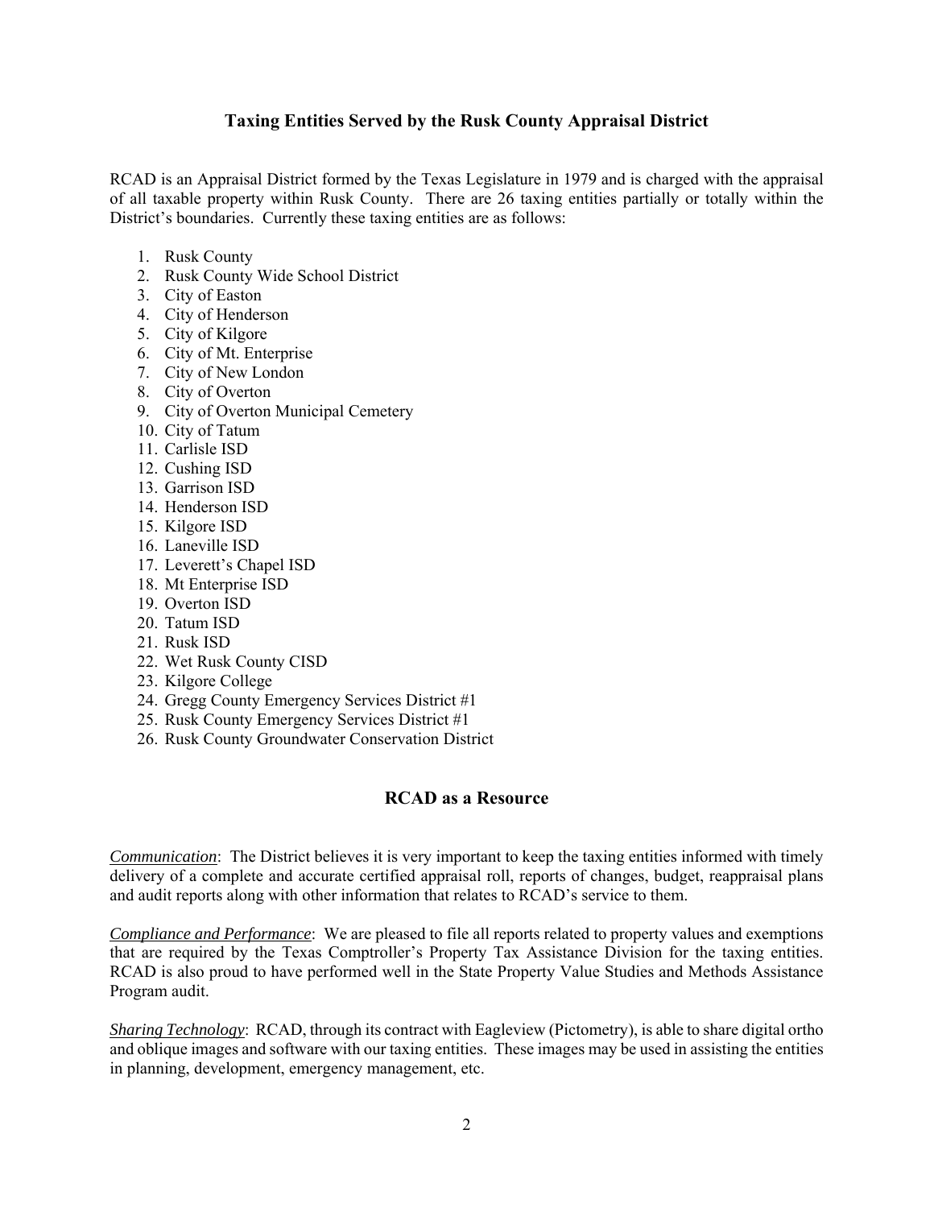## Taxing Entities Served by the Rusk County Appraisal District

RCAD is an Appraisal District formed by the Texas Legislature in 1979 and is charged with the appraisal of all taxable property within Rusk County. There are 26 taxing entities partially or totally within the District's boundaries. Currently these taxing entities are as follows:

1. Rusk County
2. Rusk County Wide School District
3. City of Easton
4. City of Henderson
5. City of Kilgore
6. City of Mt. Enterprise
7. City of New London
8. City of Overton
9. City of Overton Municipal Cemetery
10. City of Tatum
11. Carlisle ISD
12. Cushing ISD
13. Garrison ISD
14. Henderson ISD
15. Kilgore ISD
16. Laneville ISD
17. Leverett's Chapel ISD
18. Mt Enterprise ISD
19. Overton ISD
20. Tatum ISD
21. Rusk ISD
22. Wet Rusk County CISD
23. Kilgore College
24. Gregg County Emergency Services District #1
25. Rusk County Emergency Services District #1
26. Rusk County Groundwater Conservation District

## RCAD as a Resource

*Communication*: The District believes it is very important to keep the taxing entities informed with timely delivery of a complete and accurate certified appraisal roll, reports of changes, budget, reappraisal plans and audit reports along with other information that relates to RCAD's service to them.

*Compliance and Performance*: We are pleased to file all reports related to property values and exemptions that are required by the Texas Comptroller's Property Tax Assistance Division for the taxing entities. RCAD is also proud to have performed well in the State Property Value Studies and Methods Assistance Program audit.

*Sharing Technology*: RCAD, through its contract with Eagleview (Pictometry), is able to share digital ortho and oblique images and software with our taxing entities. These images may be used in assisting the entities in planning, development, emergency management, etc.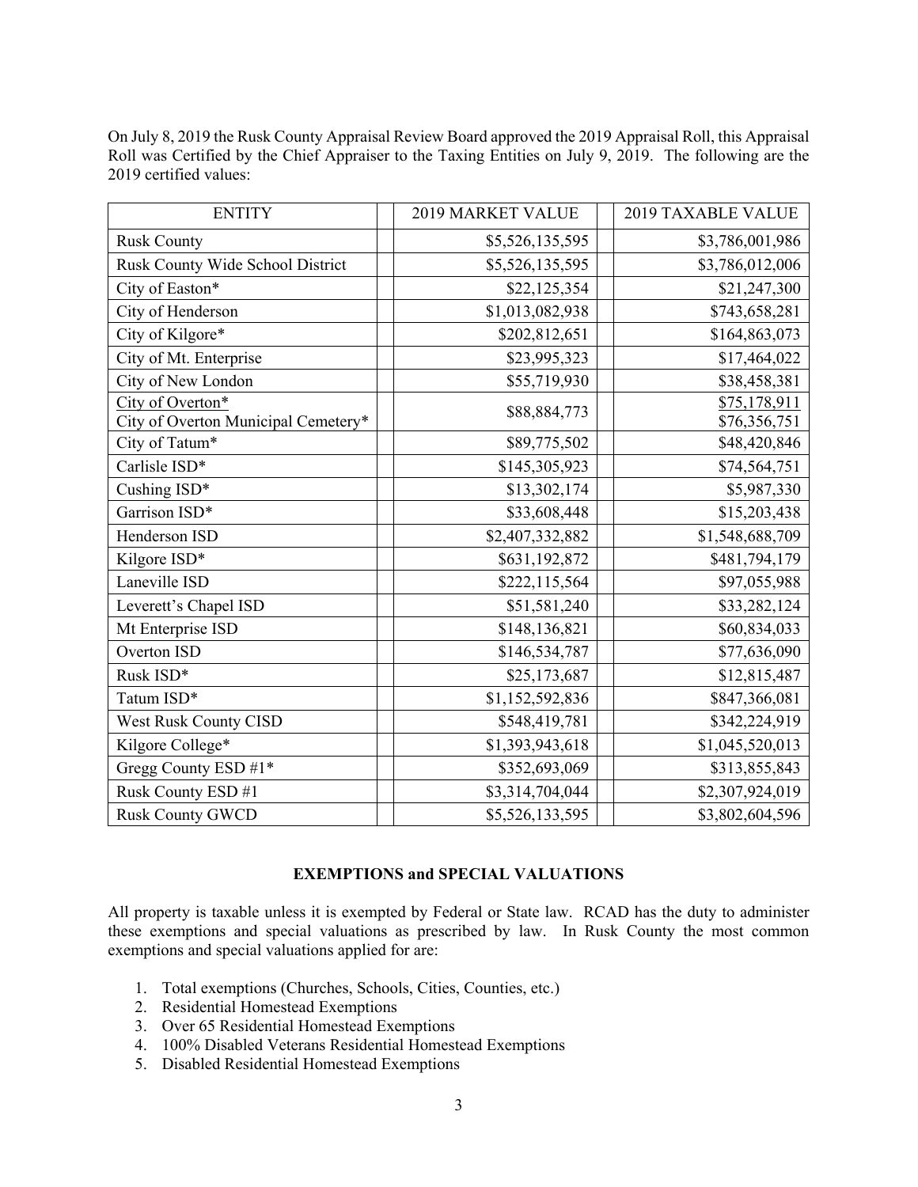On July 8, 2019 the Rusk County Appraisal Review Board approved the 2019 Appraisal Roll, this Appraisal Roll was Certified by the Chief Appraiser to the Taxing Entities on July 9, 2019. The following are the 2019 certified values:

| ENTITY | 2019 MARKET VALUE | 2019 TAXABLE VALUE |
|---|---|---|
| Rusk County | $5,526,135,595 | $3,786,001,986 |
| Rusk County Wide School District | $5,526,135,595 | $3,786,012,006 |
| City of Easton* | $22,125,354 | $21,247,300 |
| City of Henderson | $1,013,082,938 | $743,658,281 |
| City of Kilgore* | $202,812,651 | $164,863,073 |
| City of Mt. Enterprise | $23,995,323 | $17,464,022 |
| City of New London | $55,719,930 | $38,458,381 |
| City of Overton*<br>City of Overton Municipal Cemetery* | $88,884,773 | $75,178,911<br>$76,356,751 |
| City of Tatum* | $89,775,502 | $48,420,846 |
| Carlisle ISD* | $145,305,923 | $74,564,751 |
| Cushing ISD* | $13,302,174 | $5,987,330 |
| Garrison ISD* | $33,608,448 | $15,203,438 |
| Henderson ISD | $2,407,332,882 | $1,548,688,709 |
| Kilgore ISD* | $631,192,872 | $481,794,179 |
| Laneville ISD | $222,115,564 | $97,055,988 |
| Leverett's Chapel ISD | $51,581,240 | $33,282,124 |
| Mt Enterprise ISD | $148,136,821 | $60,834,033 |
| Overton ISD | $146,534,787 | $77,636,090 |
| Rusk ISD* | $25,173,687 | $12,815,487 |
| Tatum ISD* | $1,152,592,836 | $847,366,081 |
| West Rusk County CISD | $548,419,781 | $342,224,919 |
| Kilgore College* | $1,393,943,618 | $1,045,520,013 |
| Gregg County ESD #1* | $352,693,069 | $313,855,843 |
| Rusk County ESD #1 | $3,314,704,044 | $2,307,924,019 |
| Rusk County GWCD | $5,526,133,595 | $3,802,604,596 |

## EXEMPTIONS and SPECIAL VALUATIONS

All property is taxable unless it is exempted by Federal or State law. RCAD has the duty to administer these exemptions and special valuations as prescribed by law. In Rusk County the most common exemptions and special valuations applied for are:

1. Total exemptions (Churches, Schools, Cities, Counties, etc.)
2. Residential Homestead Exemptions
3. Over 65 Residential Homestead Exemptions
4. 100% Disabled Veterans Residential Homestead Exemptions
5. Disabled Residential Homestead Exemptions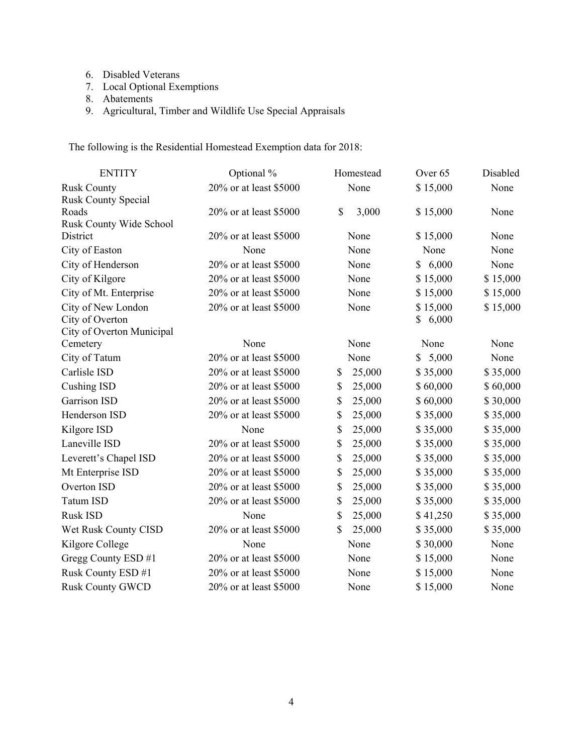6. Disabled Veterans
7. Local Optional Exemptions
8. Abatements
9. Agricultural, Timber and Wildlife Use Special Appraisals

The following is the Residential Homestead Exemption data for 2018:

| ENTITY | Optional % | Homestead | Over 65 | Disabled |
|---|---|---|---|---|
| Rusk County | 20% or at least $5000 | None | $ 15,000 | None |
| Rusk County Special Roads | 20% or at least $5000 | $ 3,000 | $ 15,000 | None |
| Rusk County Wide School District | 20% or at least $5000 | None | $ 15,000 | None |
| City of Easton | None | None | None | None |
| City of Henderson | 20% or at least $5000 | None | $ 6,000 | None |
| City of Kilgore | 20% or at least $5000 | None | $ 15,000 | $ 15,000 |
| City of Mt. Enterprise | 20% or at least $5000 | None | $ 15,000 | $ 15,000 |
| City of New London | 20% or at least $5000 | None | $ 15,000 | $ 15,000 |
| City of Overton | | | $ 6,000 | |
| City of Overton Municipal Cemetery | None | None | None | None |
| City of Tatum | 20% or at least $5000 | None | $ 5,000 | None |
| Carlisle ISD | 20% or at least $5000 | $ 25,000 | $ 35,000 | $ 35,000 |
| Cushing ISD | 20% or at least $5000 | $ 25,000 | $ 60,000 | $ 60,000 |
| Garrison ISD | 20% or at least $5000 | $ 25,000 | $ 60,000 | $ 30,000 |
| Henderson ISD | 20% or at least $5000 | $ 25,000 | $ 35,000 | $ 35,000 |
| Kilgore ISD | None | $ 25,000 | $ 35,000 | $ 35,000 |
| Laneville ISD | 20% or at least $5000 | $ 25,000 | $ 35,000 | $ 35,000 |
| Leverett's Chapel ISD | 20% or at least $5000 | $ 25,000 | $ 35,000 | $ 35,000 |
| Mt Enterprise ISD | 20% or at least $5000 | $ 25,000 | $ 35,000 | $ 35,000 |
| Overton ISD | 20% or at least $5000 | $ 25,000 | $ 35,000 | $ 35,000 |
| Tatum ISD | 20% or at least $5000 | $ 25,000 | $ 35,000 | $ 35,000 |
| Rusk ISD | None | $ 25,000 | $ 41,250 | $ 35,000 |
| Wet Rusk County CISD | 20% or at least $5000 | $ 25,000 | $ 35,000 | $ 35,000 |
| Kilgore College | None | None | $ 30,000 | None |
| Gregg County ESD #1 | 20% or at least $5000 | None | $ 15,000 | None |
| Rusk County ESD #1 | 20% or at least $5000 | None | $ 15,000 | None |
| Rusk County GWCD | 20% or at least $5000 | None | $ 15,000 | None |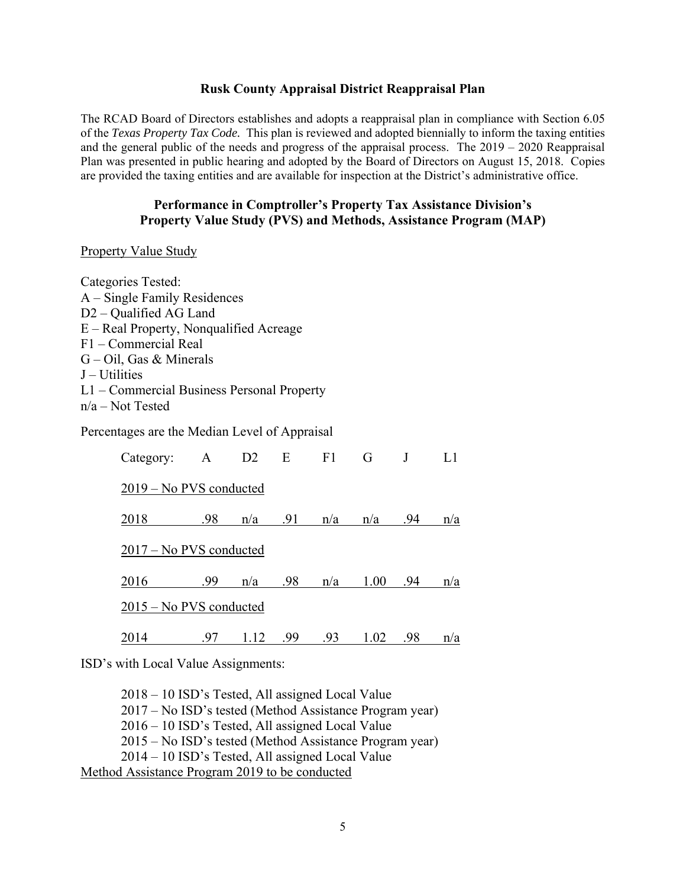## Rusk County Appraisal District Reappraisal Plan

The RCAD Board of Directors establishes and adopts a reappraisal plan in compliance with Section 6.05 of the *Texas Property Tax Code.* This plan is reviewed and adopted biennially to inform the taxing entities and the general public of the needs and progress of the appraisal process. The 2019 – 2020 Reappraisal Plan was presented in public hearing and adopted by the Board of Directors on August 15, 2018. Copies are provided the taxing entities and are available for inspection at the District's administrative office.

## Performance in Comptroller's Property Tax Assistance Division's Property Value Study (PVS) and Methods, Assistance Program (MAP)

Property Value Study

Categories Tested:
A – Single Family Residences
D2 – Qualified AG Land
E – Real Property, Nonqualified Acreage
F1 – Commercial Real
G – Oil, Gas & Minerals
J – Utilities
L1 – Commercial Business Personal Property
n/a – Not Tested

Percentages are the Median Level of Appraisal

| Category: | A | D2 | E | F1 | G | J | L1 |
|---|---|---|---|---|---|---|---|
| 2019 – No PVS conducted | | | | | | | |
| 2018 | .98 | n/a | .91 | n/a | n/a | .94 | n/a |
| 2017 – No PVS conducted | | | | | | | |
| 2016 | .99 | n/a | .98 | n/a | 1.00 | .94 | n/a |
| 2015 – No PVS conducted | | | | | | | |
| 2014 | .97 | 1.12 | .99 | .93 | 1.02 | .98 | n/a |

ISD's with Local Value Assignments:

2018 – 10 ISD's Tested, All assigned Local Value
2017 – No ISD's tested (Method Assistance Program year)
2016 – 10 ISD's Tested, All assigned Local Value
2015 – No ISD's tested (Method Assistance Program year)
2014 – 10 ISD's Tested, All assigned Local Value

Method Assistance Program 2019 to be conducted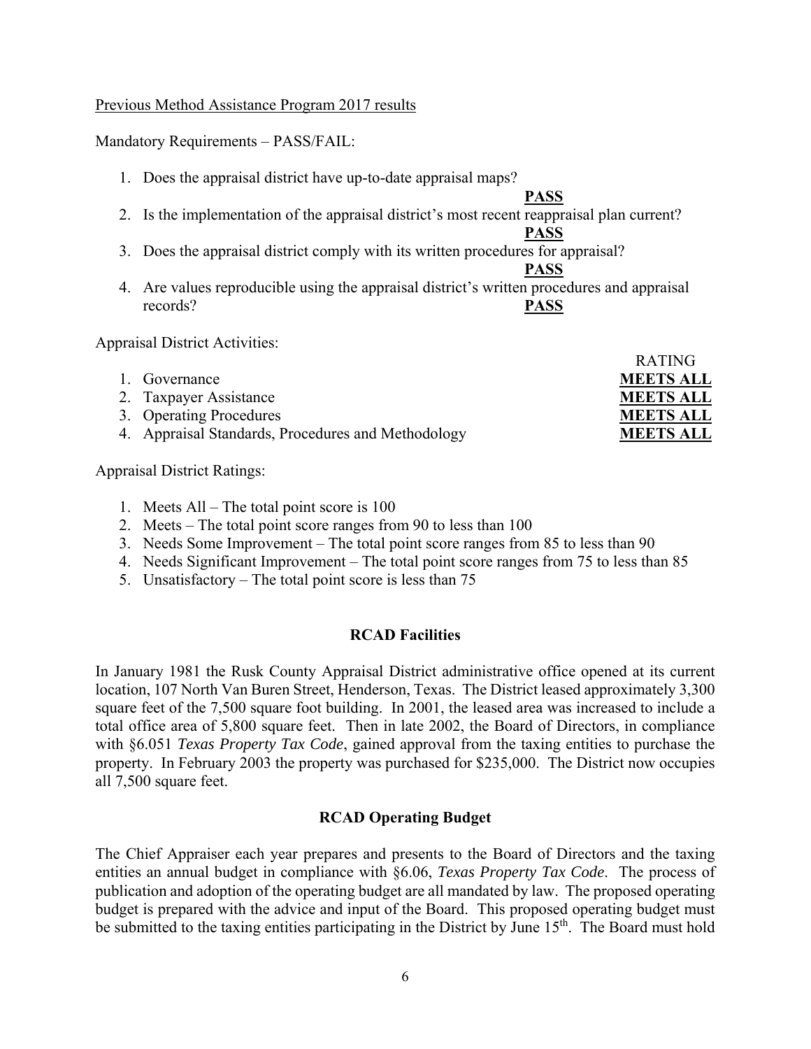Previous Method Assistance Program 2017 results

Mandatory Requirements – PASS/FAIL:

1. Does the appraisal district have up-to-date appraisal maps? **PASS**
2. Is the implementation of the appraisal district's most recent reappraisal plan current? **PASS**
3. Does the appraisal district comply with its written procedures for appraisal? **PASS**
4. Are values reproducible using the appraisal district's written procedures and appraisal records? **PASS**

Appraisal District Activities:

| | RATING |
|---|---|
| 1. Governance | **MEETS ALL** |
| 2. Taxpayer Assistance | **MEETS ALL** |
| 3. Operating Procedures | **MEETS ALL** |
| 4. Appraisal Standards, Procedures and Methodology | **MEETS ALL** |

Appraisal District Ratings:

1. Meets All – The total point score is 100
2. Meets – The total point score ranges from 90 to less than 100
3. Needs Some Improvement – The total point score ranges from 85 to less than 90
4. Needs Significant Improvement – The total point score ranges from 75 to less than 85
5. Unsatisfactory – The total point score is less than 75

## RCAD Facilities

In January 1981 the Rusk County Appraisal District administrative office opened at its current location, 107 North Van Buren Street, Henderson, Texas. The District leased approximately 3,300 square feet of the 7,500 square foot building. In 2001, the leased area was increased to include a total office area of 5,800 square feet. Then in late 2002, the Board of Directors, in compliance with §6.051 *Texas Property Tax Code*, gained approval from the taxing entities to purchase the property. In February 2003 the property was purchased for $235,000. The District now occupies all 7,500 square feet.

## RCAD Operating Budget

The Chief Appraiser each year prepares and presents to the Board of Directors and the taxing entities an annual budget in compliance with §6.06, *Texas Property Tax Code*. The process of publication and adoption of the operating budget are all mandated by law. The proposed operating budget is prepared with the advice and input of the Board. This proposed operating budget must be submitted to the taxing entities participating in the District by June 15th. The Board must hold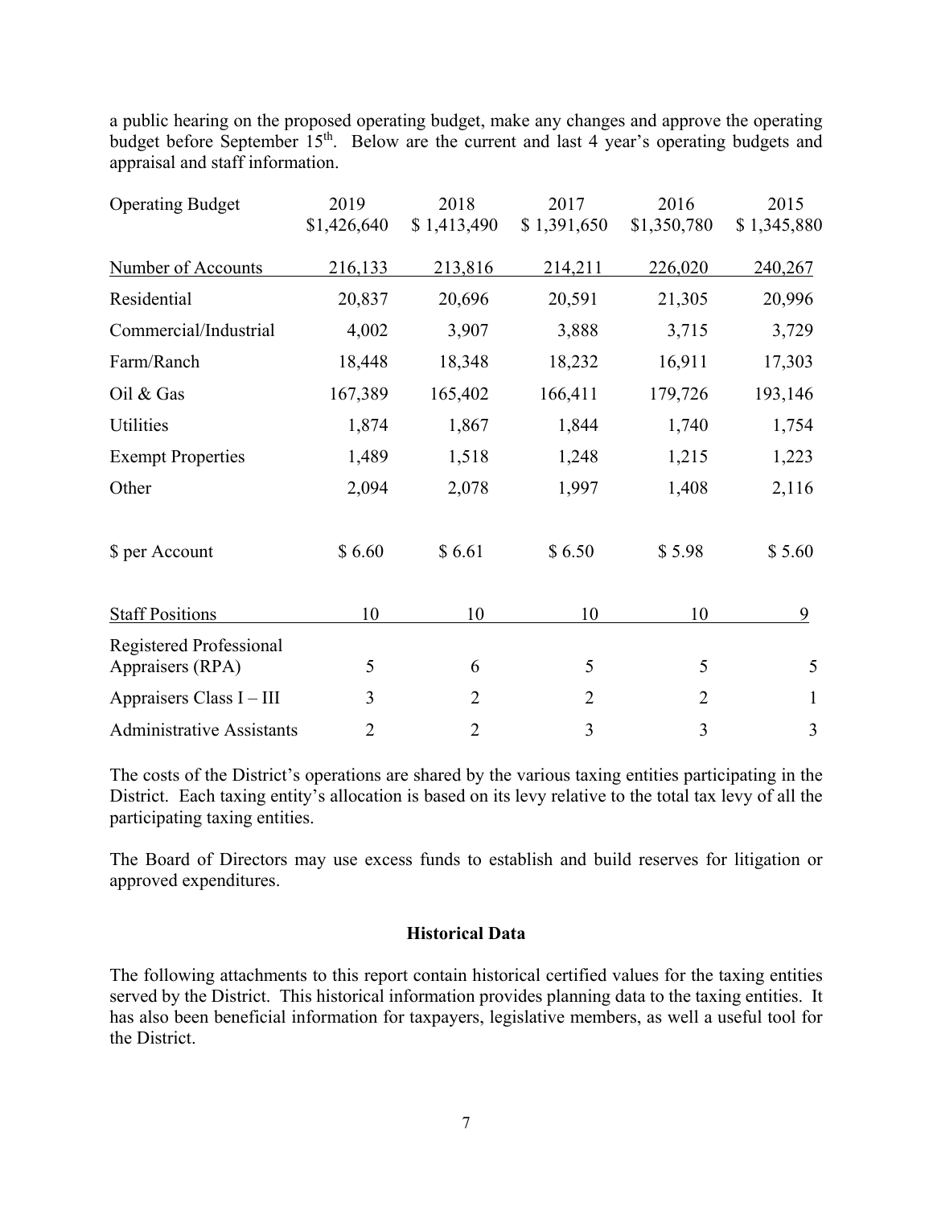a public hearing on the proposed operating budget, make any changes and approve the operating budget before September 15th. Below are the current and last 4 year's operating budgets and appraisal and staff information.

| Operating Budget | 2019<br>$1,426,640 | 2018<br>$ 1,413,490 | 2017<br>$ 1,391,650 | 2016<br>$1,350,780 | 2015<br>$ 1,345,880 |
|---|---|---|---|---|---|
| Number of Accounts | 216,133 | 213,816 | 214,211 | 226,020 | 240,267 |
| Residential | 20,837 | 20,696 | 20,591 | 21,305 | 20,996 |
| Commercial/Industrial | 4,002 | 3,907 | 3,888 | 3,715 | 3,729 |
| Farm/Ranch | 18,448 | 18,348 | 18,232 | 16,911 | 17,303 |
| Oil & Gas | 167,389 | 165,402 | 166,411 | 179,726 | 193,146 |
| Utilities | 1,874 | 1,867 | 1,844 | 1,740 | 1,754 |
| Exempt Properties | 1,489 | 1,518 | 1,248 | 1,215 | 1,223 |
| Other | 2,094 | 2,078 | 1,997 | 1,408 | 2,116 |
| $ per Account | $ 6.60 | $ 6.61 | $ 6.50 | $ 5.98 | $ 5.60 |
| Staff Positions | 10 | 10 | 10 | 10 | 9 |
| Registered Professional Appraisers (RPA) | 5 | 6 | 5 | 5 | 5 |
| Appraisers Class I – III | 3 | 2 | 2 | 2 | 1 |
| Administrative Assistants | 2 | 2 | 3 | 3 | 3 |

The costs of the District's operations are shared by the various taxing entities participating in the District. Each taxing entity's allocation is based on its levy relative to the total tax levy of all the participating taxing entities.

The Board of Directors may use excess funds to establish and build reserves for litigation or approved expenditures.

## Historical Data

The following attachments to this report contain historical certified values for the taxing entities served by the District. This historical information provides planning data to the taxing entities. It has also been beneficial information for taxpayers, legislative members, as well a useful tool for the District.